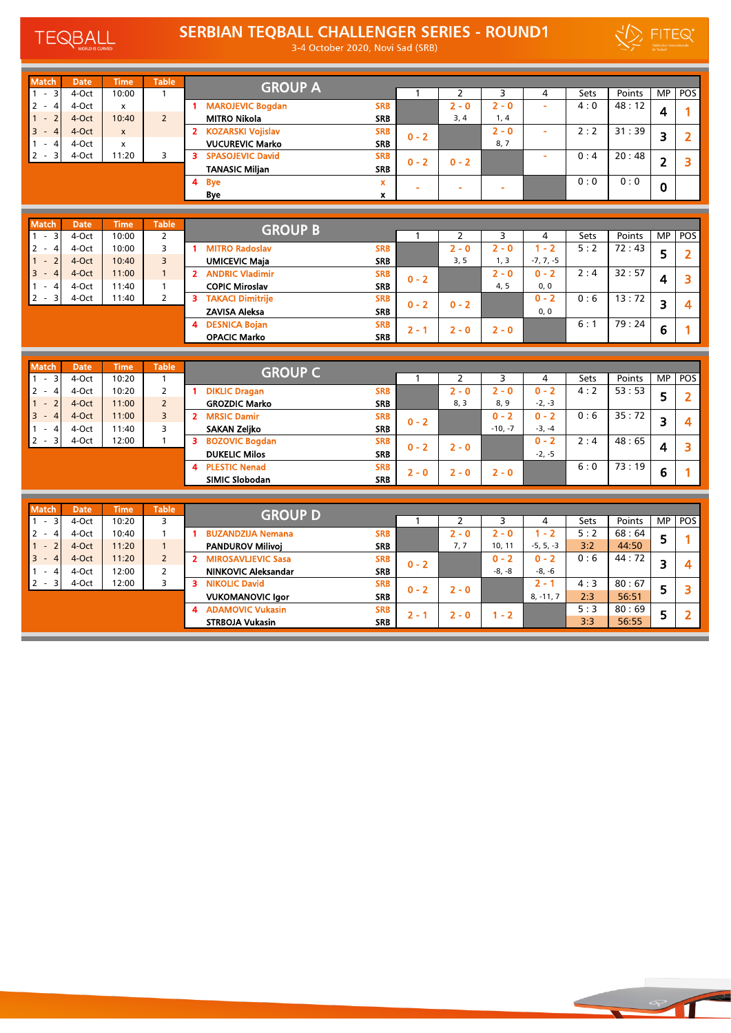# SERBIAN TEQBALL CHALLENGER SERIES - ROUND1

3-4 October 2020, Novi Sad (SRB)

## GROUP A

| Match | Date | Time | Table |
|---|---|---|---|
| 1 - 3 | 4-Oct | 10:00 | 1 |
| 2 - 4 | 4-Oct | x | |
| 1 - 2 | 4-Oct | 10:40 | 2 |
| 3 - 4 | 4-Oct | x | |
| 1 - 4 | 4-Oct | x | |
| 2 - 3 | 4-Oct | 11:20 | 3 |

| # | Team | Country | 1 | 2 | 3 | 4 | Sets | Points | MP | POS |
|---|---|---|---|---|---|---|---|---|---|---|
| 1 | MAROJEVIC Bogdan / MITRO Nikola | SRB / SRB | | 2 - 0 (3, 4) | 2 - 0 (1, 4) | - | 4 : 0 | 48 : 12 | 4 | 1 |
| 2 | KOZARSKI Vojislav / VUCUREVIC Marko | SRB / SRB | 0 - 2 | | 2 - 0 (8, 7) | - | 2 : 2 | 31 : 39 | 3 | 2 |
| 3 | SPASOJEVIC David / TANASIC Miljan | SRB / SRB | 0 - 2 | 0 - 2 | | - | 0 : 4 | 20 : 48 | 2 | 3 |
| 4 | Bye / Bye | x / x | - | - | - | | 0 : 0 | 0 : 0 | 0 | |

## GROUP B

| Match | Date | Time | Table |
|---|---|---|---|
| 1 - 3 | 4-Oct | 10:00 | 2 |
| 2 - 4 | 4-Oct | 10:00 | 3 |
| 1 - 2 | 4-Oct | 10:40 | 3 |
| 3 - 4 | 4-Oct | 11:00 | 1 |
| 1 - 4 | 4-Oct | 11:40 | 1 |
| 2 - 3 | 4-Oct | 11:40 | 2 |

| # | Team | Country | 1 | 2 | 3 | 4 | Sets | Points | MP | POS |
|---|---|---|---|---|---|---|---|---|---|---|
| 1 | MITRO Radoslav / UMICEVIC Maja | SRB / SRB | | 2 - 0 (3, 5) | 2 - 0 (1, 3) | 1 - 2 (-7, 7, -5) | 5 : 2 | 72 : 43 | 5 | 2 |
| 2 | ANDRIC Vladimir / COPIC Miroslav | SRB / SRB | 0 - 2 | | 2 - 0 (4, 5) | 0 - 2 (0, 0) | 2 : 4 | 32 : 57 | 4 | 3 |
| 3 | TAKACI Dimitrije / ZAVISA Aleksa | SRB / SRB | 0 - 2 | 0 - 2 | | 0 - 2 (0, 0) | 0 : 6 | 13 : 72 | 3 | 4 |
| 4 | DESNICA Bojan / OPACIC Marko | SRB / SRB | 2 - 1 | 2 - 0 | 2 - 0 | | 6 : 1 | 79 : 24 | 6 | 1 |

## GROUP C

| Match | Date | Time | Table |
|---|---|---|---|
| 1 - 3 | 4-Oct | 10:20 | 1 |
| 2 - 4 | 4-Oct | 10:20 | 2 |
| 1 - 2 | 4-Oct | 11:00 | 2 |
| 3 - 4 | 4-Oct | 11:00 | 3 |
| 1 - 4 | 4-Oct | 11:40 | 3 |
| 2 - 3 | 4-Oct | 12:00 | 1 |

| # | Team | Country | 1 | 2 | 3 | 4 | Sets | Points | MP | POS |
|---|---|---|---|---|---|---|---|---|---|---|
| 1 | DIKLIC Dragan / GROZDIC Marko | SRB / SRB | | 2 - 0 (8, 3) | 2 - 0 (8, 9) | 0 - 2 (-2, -3) | 4 : 2 | 53 : 53 | 5 | 2 |
| 2 | MRSIC Damir / SAKAN Zeljko | SRB / SRB | 0 - 2 | | 0 - 2 (-10, -7) | 0 - 2 (-3, -4) | 0 : 6 | 35 : 72 | 3 | 4 |
| 3 | BOZOVIC Bogdan / DUKELIC Milos | SRB / SRB | 0 - 2 | 2 - 0 | | 0 - 2 (-2, -5) | 2 : 4 | 48 : 65 | 4 | 3 |
| 4 | PLESTIC Nenad / SIMIC Slobodan | SRB / SRB | 2 - 0 | 2 - 0 | 2 - 0 | | 6 : 0 | 73 : 19 | 6 | 1 |

## GROUP D

| Match | Date | Time | Table |
|---|---|---|---|
| 1 - 3 | 4-Oct | 10:20 | 3 |
| 2 - 4 | 4-Oct | 10:40 | 1 |
| 1 - 2 | 4-Oct | 11:20 | 1 |
| 3 - 4 | 4-Oct | 11:20 | 2 |
| 1 - 4 | 4-Oct | 12:00 | 2 |
| 2 - 3 | 4-Oct | 12:00 | 3 |

| # | Team | Country | 1 | 2 | 3 | 4 | Sets | Points | MP | POS |
|---|---|---|---|---|---|---|---|---|---|---|
| 1 | BUZANDZIJA Nemana / PANDUROV Milivoj | SRB / SRB | | 2 - 0 (7, 7) | 2 - 0 (10, 11) | 1 - 2 (-5, 5, -3) | 5 : 2 / 3:2 | 68 : 64 / 44:50 | 5 | 1 |
| 2 | MIROSAVLJEVIC Sasa / NINKOVIC Aleksandar | SRB / SRB | 0 - 2 | | 0 - 2 (-8, -8) | 0 - 2 (-8, -6) | 0 : 6 | 44 : 72 | 3 | 4 |
| 3 | NIKOLIC David / VUKOMANOVIC Igor | SRB / SRB | 0 - 2 | 2 - 0 | | 2 - 1 (8, -11, 7) | 4 : 3 / 2:3 | 80 : 67 / 56:51 | 5 | 3 |
| 4 | ADAMOVIC Vukasin / STRBOJA Vukasin | SRB / SRB | 2 - 1 | 2 - 0 | 1 - 2 | | 5 : 3 / 3:3 | 80 : 69 / 56:55 | 5 | 2 |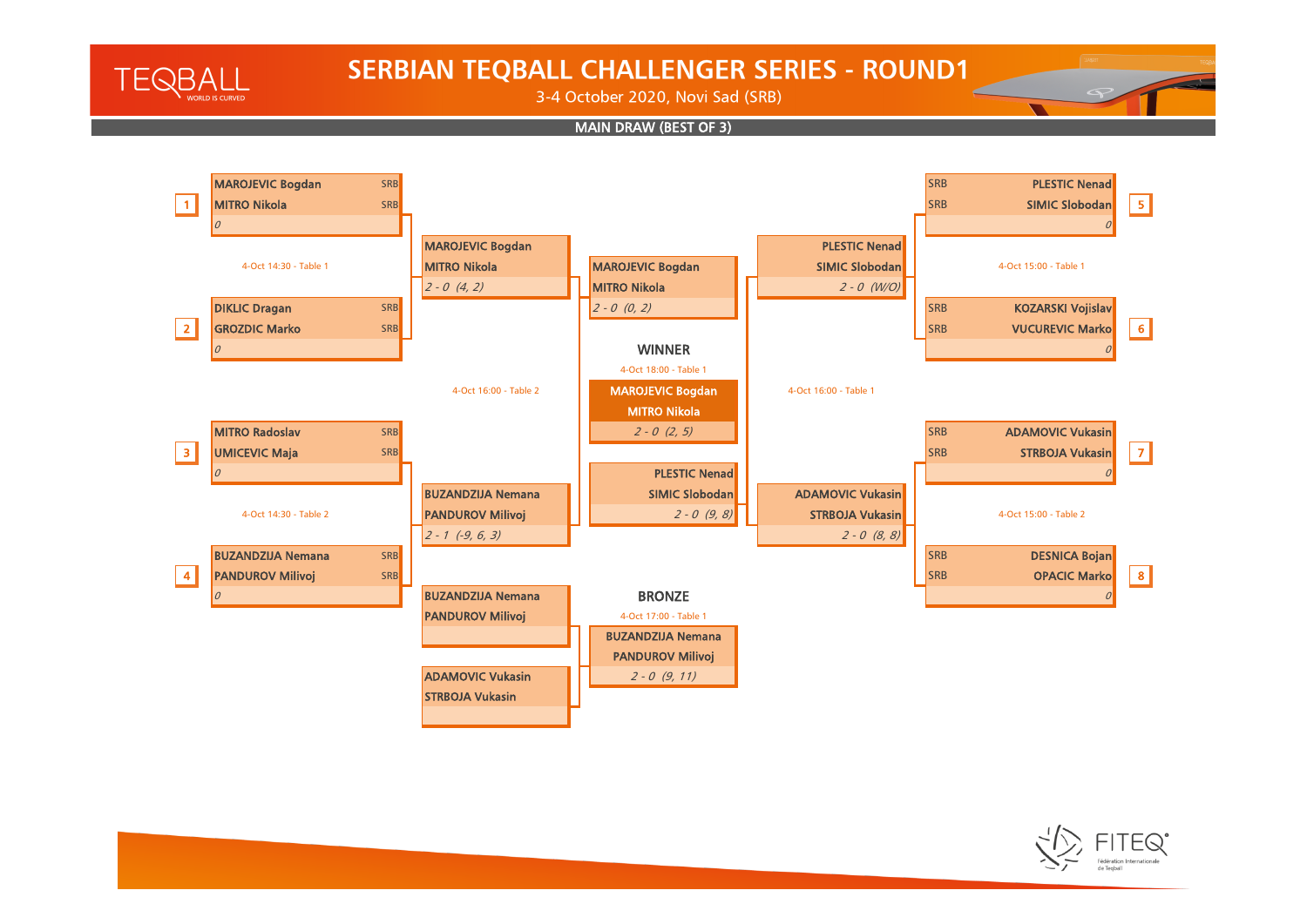# SERBIAN TEQBALL CHALLENGER SERIES - ROUND1

3-4 October 2020, Novi Sad (SRB)

## MAIN DRAW (BEST OF 3)

### Quarterfinals

**1** MAROJEVIC Bogdan SRB / MITRO Nikola SRB — 0

4-Oct 14:30 - Table 1

**2** DIKLIC Dragan SRB / GROZDIC Marko SRB — 0

**3** MITRO Radoslav SRB / UMICEVIC Maja SRB — 0

4-Oct 14:30 - Table 2

**4** BUZANDZIJA Nemana SRB / PANDUROV Milivoj SRB — 0

**5** SRB PLESTIC Nenad / SRB SIMIC Slobodan — 0

4-Oct 15:00 - Table 1

**6** SRB KOZARSKI Vojislav / SRB VUCUREVIC Marko — 0

**7** SRB ADAMOVIC Vukasin / SRB STRBOJA Vukasin — 0

4-Oct 15:00 - Table 2

**8** SRB DESNICA Bojan / SRB OPACIC Marko — 0

### Semifinals

MAROJEVIC Bogdan / MITRO Nikola — 2 - 0 (4, 2)

BUZANDZIJA Nemana / PANDUROV Milivoj — 2 - 1 (-9, 6, 3)

4-Oct 16:00 - Table 2

PLESTIC Nenad / SIMIC Slobodan — 2 - 0 (W/O)

ADAMOVIC Vukasin / STRBOJA Vukasin — 2 - 0 (8, 8)

4-Oct 16:00 - Table 1

### Final

MAROJEVIC Bogdan / MITRO Nikola — 2 - 0 (0, 2)

PLESTIC Nenad / SIMIC Slobodan — 2 - 0 (9, 8)

**WINNER**

4-Oct 18:00 - Table 1

MAROJEVIC Bogdan / MITRO Nikola — 2 - 0 (2, 5)

### BRONZE

BUZANDZIJA Nemana / PANDUROV Milivoj

ADAMOVIC Vukasin / STRBOJA Vukasin

4-Oct 17:00 - Table 1

BUZANDZIJA Nemana / PANDUROV Milivoj — 2 - 0 (9, 11)